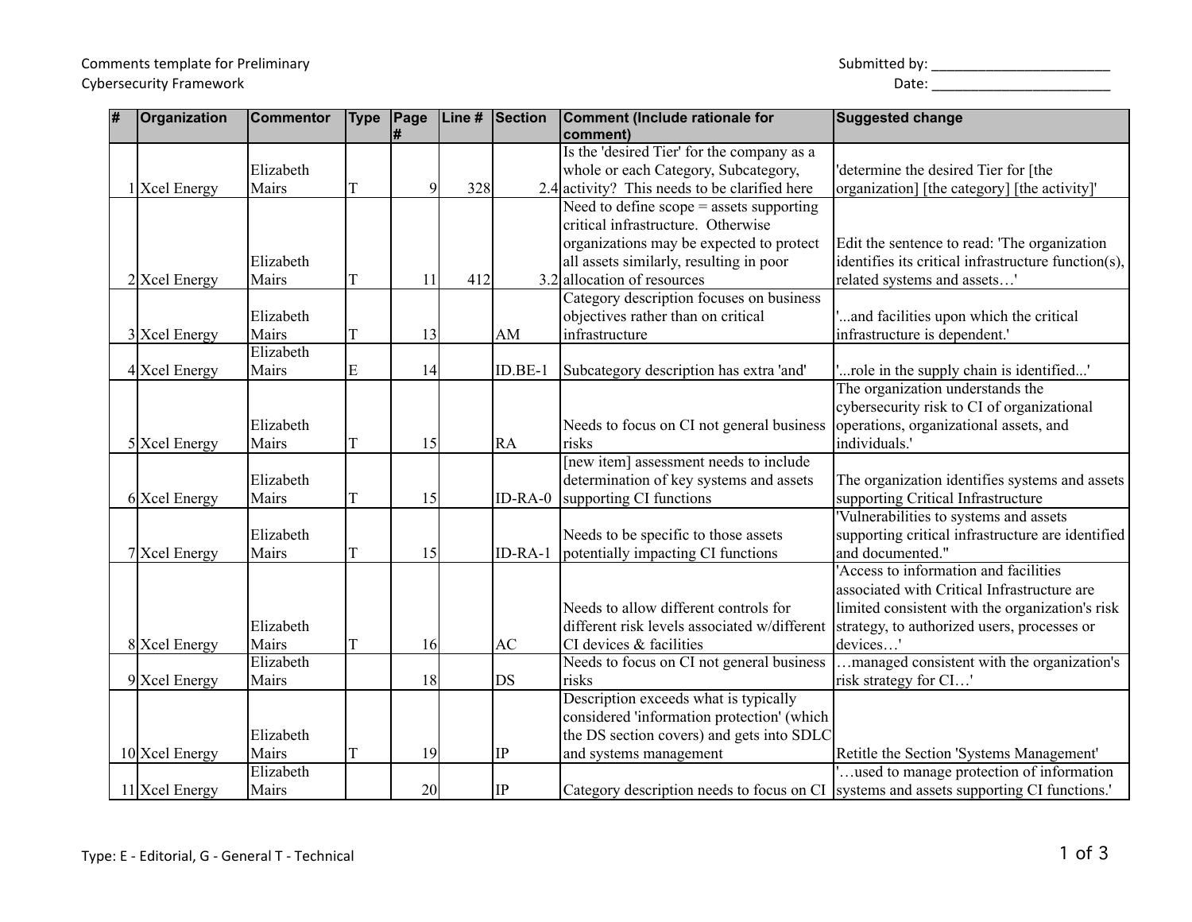Comments template for Preliminary Cybersecurity Framework

Submitted by: ________________________

Date: ________________________

| # | Organization | Commentor | Type | Page # | Line # | Section | Comment (Include rationale for comment) | Suggested change |
|---|---|---|---|---|---|---|---|---|
| 1 | Xcel Energy | Elizabeth Mairs | T | 9 | 328 | 2.4 | Is the 'desired Tier' for the company as a whole or each Category, Subcategory, activity? This needs to be clarified here | 'determine the desired Tier for [the organization] [the category] [the activity]' |
| 2 | Xcel Energy | Elizabeth Mairs | T | 11 | 412 | 3.2 | Need to define scope = assets supporting critical infrastructure. Otherwise organizations may be expected to protect all assets similarly, resulting in poor allocation of resources | Edit the sentence to read: 'The organization identifies its critical infrastructure function(s), related systems and assets…' |
| 3 | Xcel Energy | Elizabeth Mairs | T | 13 | | AM | Category description focuses on business objectives rather than on critical infrastructure | '...and facilities upon which the critical infrastructure is dependent.' |
| 4 | Xcel Energy | Elizabeth Mairs | E | 14 | | ID.BE-1 | Subcategory description has extra 'and' | '...role in the supply chain is identified...' |
| 5 | Xcel Energy | Elizabeth Mairs | T | 15 | | RA | Needs to focus on CI not general business risks | The organization understands the cybersecurity risk to CI of organizational operations, organizational assets, and individuals.' |
| 6 | Xcel Energy | Elizabeth Mairs | T | 15 | | ID-RA-0 | [new item] assessment needs to include determination of key systems and assets supporting CI functions | The organization identifies systems and assets supporting Critical Infrastructure |
| 7 | Xcel Energy | Elizabeth Mairs | T | 15 | | ID-RA-1 | Needs to be specific to those assets potentially impacting CI functions | 'Vulnerabilities to systems and assets supporting critical infrastructure are identified and documented." |
| 8 | Xcel Energy | Elizabeth Mairs | T | 16 | | AC | Needs to allow different controls for different risk levels associated w/different CI devices & facilities | 'Access to information and facilities associated with Critical Infrastructure are limited consistent with the organization's risk strategy, to authorized users, processes or devices…' |
| 9 | Xcel Energy | Elizabeth Mairs | | 18 | | DS | Needs to focus on CI not general business risks | …managed consistent with the organization's risk strategy for CI…' |
| 10 | Xcel Energy | Elizabeth Mairs | T | 19 | | IP | Description exceeds what is typically considered 'information protection' (which the DS section covers) and gets into SDLC and systems management | Retitle the Section 'Systems Management' |
| 11 | Xcel Energy | Elizabeth Mairs | | 20 | | IP | Category description needs to focus on CI | '…used to manage protection of information systems and assets supporting CI functions.' |

Type: E - Editorial, G - General T - Technical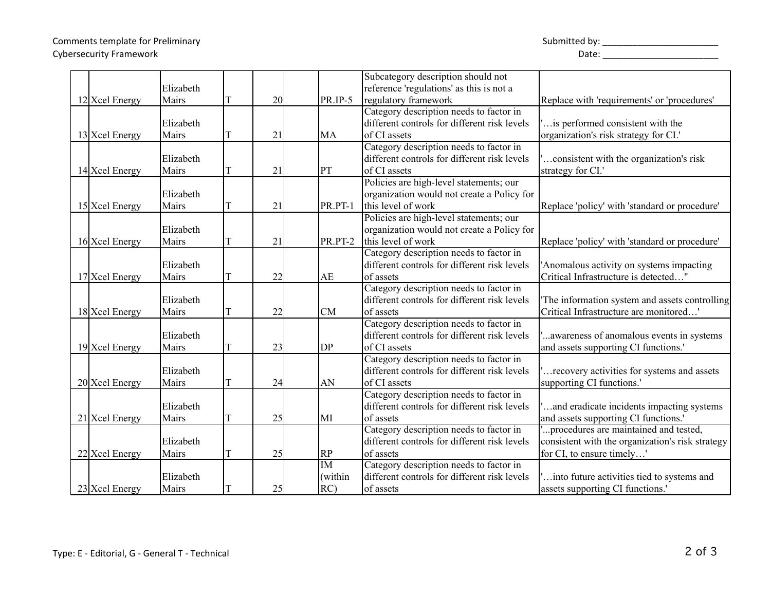Comments template for Preliminary Cybersecurity Framework

Submitted by: ________________________

Date: ________________________

| # | Organization | Commentor | Type | Page # | Line # | Section | Comment (Include rationale for comment) | Suggested change |
|---|---|---|---|---|---|---|---|---|
| 12 | Xcel Energy | Elizabeth Mairs | T | 20 | | PR.IP-5 | Subcategory description should not reference 'regulations' as this is not a regulatory framework | Replace with 'requirements' or 'procedures' |
| 13 | Xcel Energy | Elizabeth Mairs | T | 21 | | MA | Category description needs to factor in different controls for different risk levels of CI assets | '…is performed consistent with the organization's risk strategy for CI.' |
| 14 | Xcel Energy | Elizabeth Mairs | T | 21 | | PT | Category description needs to factor in different controls for different risk levels of CI assets | '…consistent with the organization's risk strategy for CI.' |
| 15 | Xcel Energy | Elizabeth Mairs | T | 21 | | PR.PT-1 | Policies are high-level statements; our organization would not create a Policy for this level of work | Replace 'policy' with 'standard or procedure' |
| 16 | Xcel Energy | Elizabeth Mairs | T | 21 | | PR.PT-2 | Policies are high-level statements; our organization would not create a Policy for this level of work | Replace 'policy' with 'standard or procedure' |
| 17 | Xcel Energy | Elizabeth Mairs | T | 22 | | AE | Category description needs to factor in different controls for different risk levels of assets | 'Anomalous activity on systems impacting Critical Infrastructure is detected…" |
| 18 | Xcel Energy | Elizabeth Mairs | T | 22 | | CM | Category description needs to factor in different controls for different risk levels of assets | 'The information system and assets controlling Critical Infrastructure are monitored…' |
| 19 | Xcel Energy | Elizabeth Mairs | T | 23 | | DP | Category description needs to factor in different controls for different risk levels of CI assets | '...awareness of anomalous events in systems and assets supporting CI functions.' |
| 20 | Xcel Energy | Elizabeth Mairs | T | 24 | | AN | Category description needs to factor in different controls for different risk levels of CI assets | '…recovery activities for systems and assets supporting CI functions.' |
| 21 | Xcel Energy | Elizabeth Mairs | T | 25 | | MI | Category description needs to factor in different controls for different risk levels of assets | '…and eradicate incidents impacting systems and assets supporting CI functions.' |
| 22 | Xcel Energy | Elizabeth Mairs | T | 25 | | RP | Category description needs to factor in different controls for different risk levels of assets | '...procedures are maintained and tested, consistent with the organization's risk strategy for CI, to ensure timely…' |
| 23 | Xcel Energy | Elizabeth Mairs | T | 25 | | IM (within RC) | Category description needs to factor in different controls for different risk levels of assets | '…into future activities tied to systems and assets supporting CI functions.' |

Type: E - Editorial, G - General T - Technical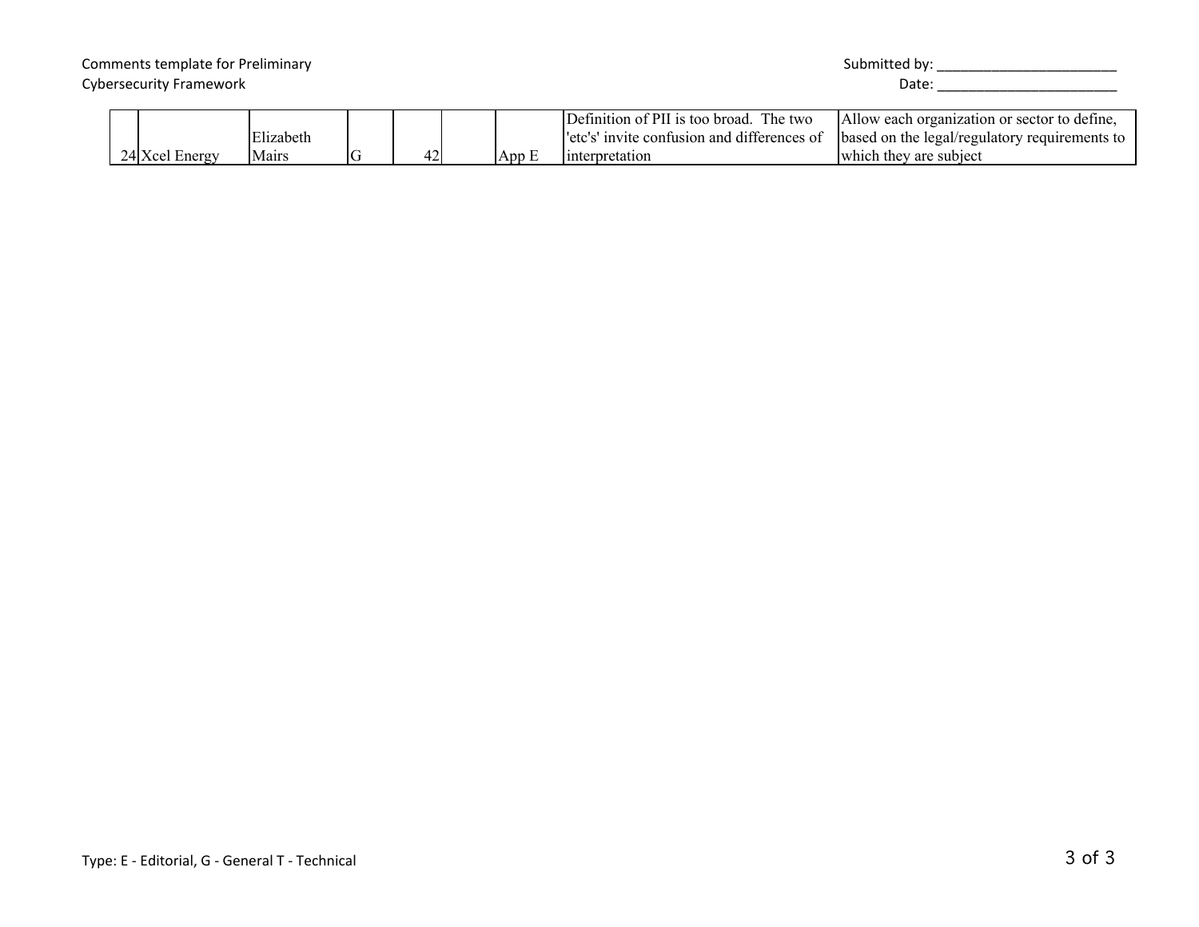Comments template for Preliminary Cybersecurity Framework

Submitted by: ________________________

Date: ________________________

| | | | | | | | | |
|---|---|---|---|---|---|---|---|---|
| 24 | Xcel Energy | Elizabeth Mairs | G | 42 | | App E | Definition of PII is too broad. The two 'etc's' invite confusion and differences of interpretation | Allow each organization or sector to define, based on the legal/regulatory requirements to which they are subject |

Type: E - Editorial, G - General T - Technical